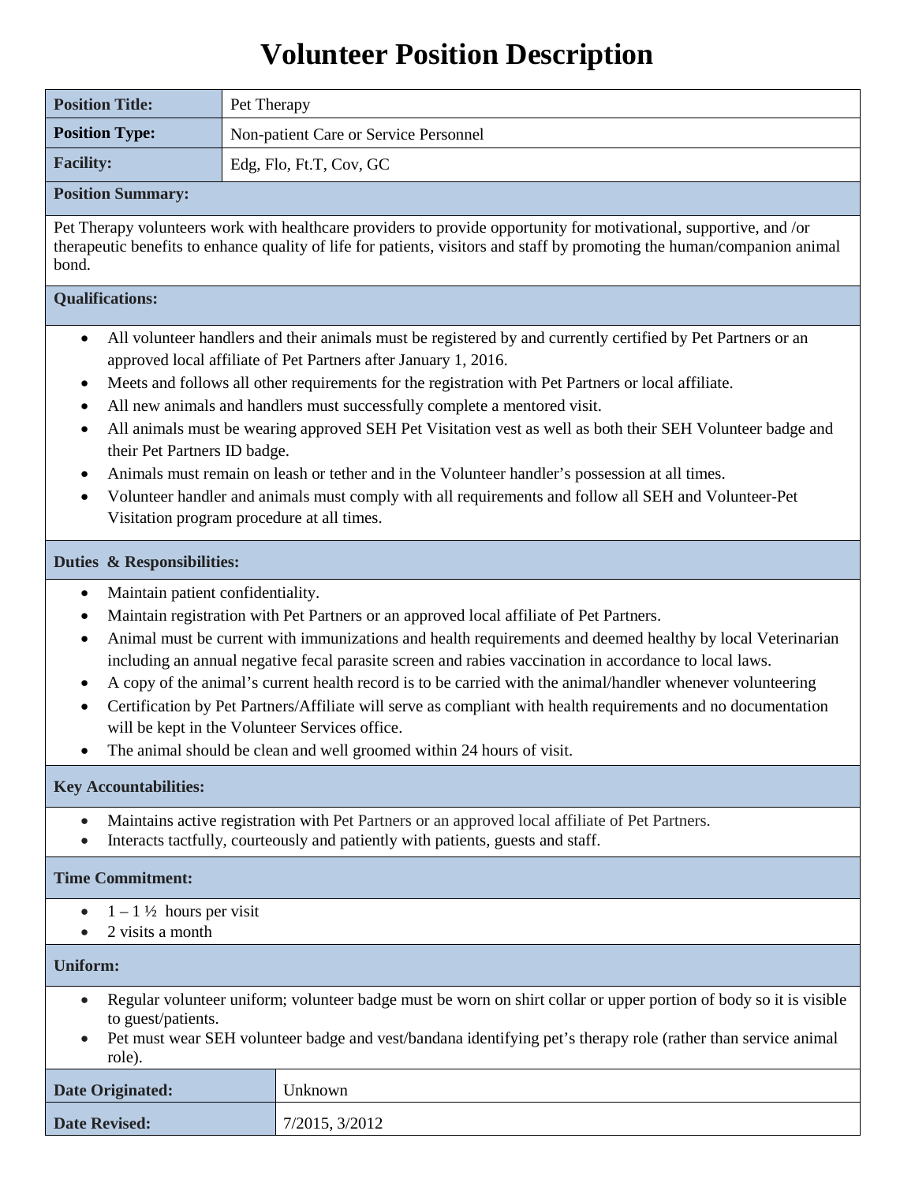# Volunteer Position Description

| | |
|---|---|
| **Position Title:** | Pet Therapy |
| **Position Type:** | Non-patient Care or Service Personnel |
| **Facility:** | Edg, Flo, Ft.T, Cov, GC |

**Position Summary:**

Pet Therapy volunteers work with healthcare providers to provide opportunity for motivational, supportive, and /or therapeutic benefits to enhance quality of life for patients, visitors and staff by promoting the human/companion animal bond.

**Qualifications:**

- All volunteer handlers and their animals must be registered by and currently certified by Pet Partners or an approved local affiliate of Pet Partners after January 1, 2016.
- Meets and follows all other requirements for the registration with Pet Partners or local affiliate.
- All new animals and handlers must successfully complete a mentored visit.
- All animals must be wearing approved SEH Pet Visitation vest as well as both their SEH Volunteer badge and their Pet Partners ID badge.
- Animals must remain on leash or tether and in the Volunteer handler's possession at all times.
- Volunteer handler and animals must comply with all requirements and follow all SEH and Volunteer-Pet Visitation program procedure at all times.

**Duties & Responsibilities:**

- Maintain patient confidentiality.
- Maintain registration with Pet Partners or an approved local affiliate of Pet Partners.
- Animal must be current with immunizations and health requirements and deemed healthy by local Veterinarian including an annual negative fecal parasite screen and rabies vaccination in accordance to local laws.
- A copy of the animal's current health record is to be carried with the animal/handler whenever volunteering
- Certification by Pet Partners/Affiliate will serve as compliant with health requirements and no documentation will be kept in the Volunteer Services office.
- The animal should be clean and well groomed within 24 hours of visit.

**Key Accountabilities:**

- Maintains active registration with Pet Partners or an approved local affiliate of Pet Partners.
- Interacts tactfully, courteously and patiently with patients, guests and staff.

**Time Commitment:**

- 1 – 1 ½ hours per visit
- 2 visits a month

**Uniform:**

- Regular volunteer uniform; volunteer badge must be worn on shirt collar or upper portion of body so it is visible to guest/patients.
- Pet must wear SEH volunteer badge and vest/bandana identifying pet's therapy role (rather than service animal role).

| | |
|---|---|
| **Date Originated:** | Unknown |
| **Date Revised:** | 7/2015, 3/2012 |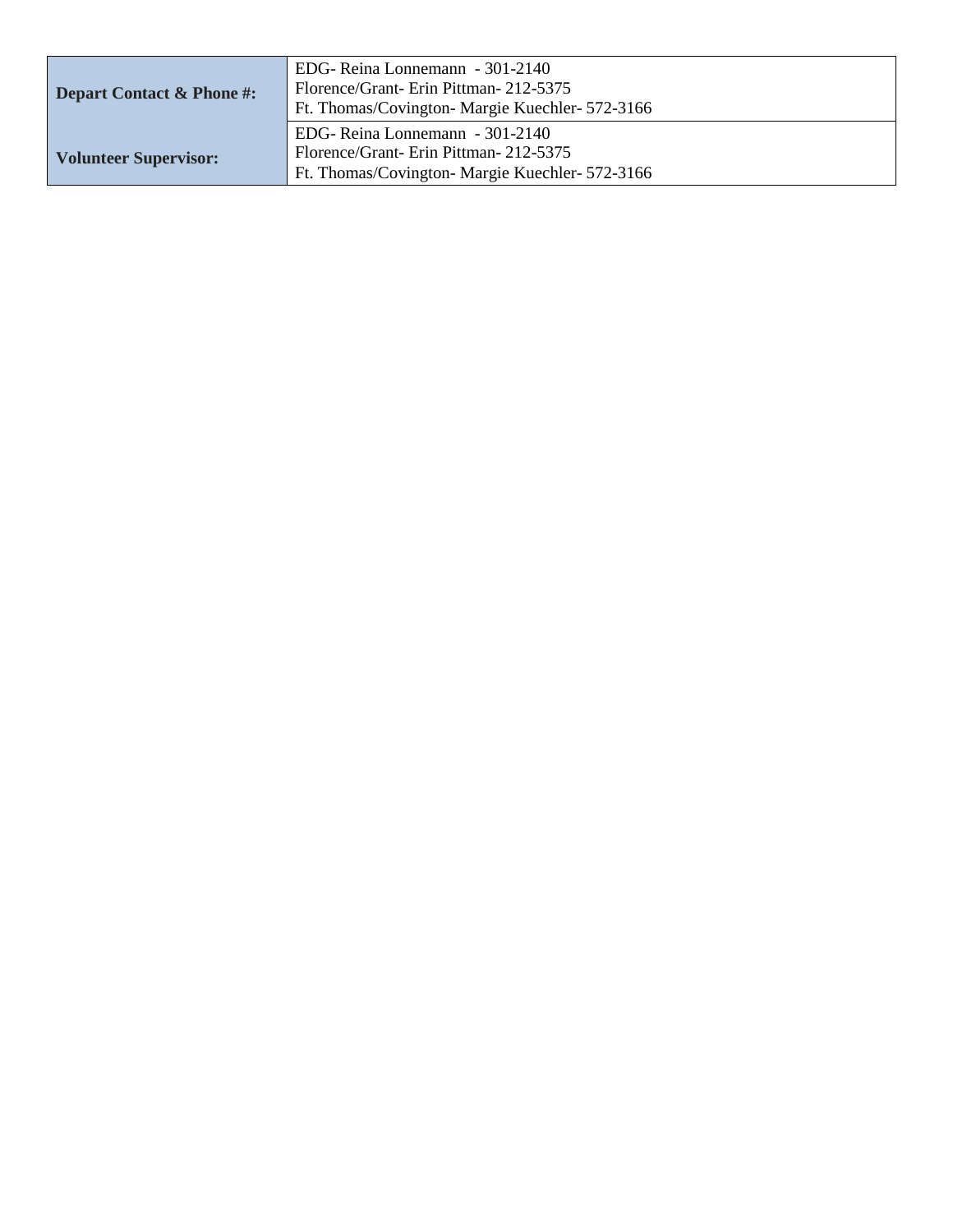| | |
|---|---|
| **Depart Contact & Phone #:** | EDG- Reina Lonnemann - 301-2140<br>Florence/Grant- Erin Pittman- 212-5375<br>Ft. Thomas/Covington- Margie Kuechler- 572-3166 |
| **Volunteer Supervisor:** | EDG- Reina Lonnemann - 301-2140<br>Florence/Grant- Erin Pittman- 212-5375<br>Ft. Thomas/Covington- Margie Kuechler- 572-3166 |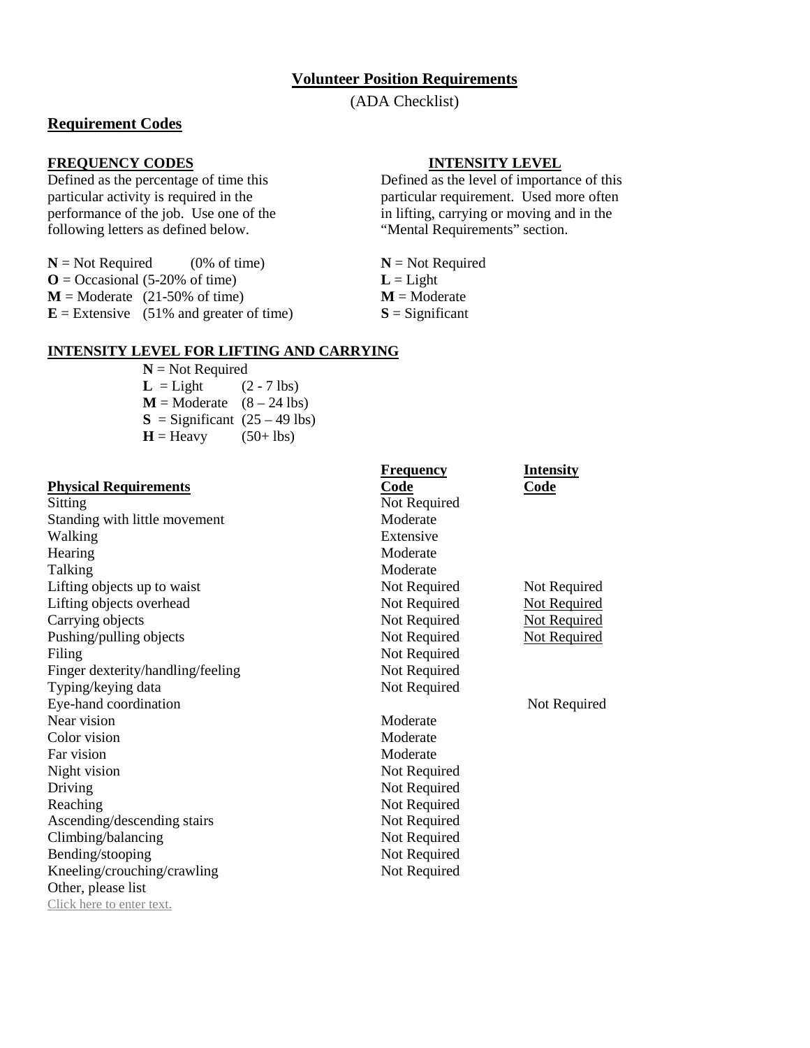## Volunteer Position Requirements

(ADA Checklist)

### Requirement Codes

**FREQUENCY CODES**

Defined as the percentage of time this particular activity is required in the performance of the job. Use one of the following letters as defined below.

**N** = Not Required (0% of time)
**O** = Occasional (5-20% of time)
**M** = Moderate (21-50% of time)
**E** = Extensive (51% and greater of time)

**INTENSITY LEVEL**

Defined as the level of importance of this particular requirement. Used more often in lifting, carrying or moving and in the "Mental Requirements" section.

**N** = Not Required
**L** = Light
**M** = Moderate
**S** = Significant

**INTENSITY LEVEL FOR LIFTING AND CARRYING**

**N** = Not Required
**L** = Light (2 - 7 lbs)
**M** = Moderate (8 – 24 lbs)
**S** = Significant (25 – 49 lbs)
**H** = Heavy (50+ lbs)

| Physical Requirements | Frequency Code | Intensity Code |
|---|---|---|
| Sitting | Not Required | |
| Standing with little movement | Moderate | |
| Walking | Extensive | |
| Hearing | Moderate | |
| Talking | Moderate | |
| Lifting objects up to waist | Not Required | Not Required |
| Lifting objects overhead | Not Required | Not Required |
| Carrying objects | Not Required | Not Required |
| Pushing/pulling objects | Not Required | Not Required |
| Filing | Not Required | |
| Finger dexterity/handling/feeling | Not Required | |
| Typing/keying data | Not Required | |
| Eye-hand coordination | | Not Required |
| Near vision | Moderate | |
| Color vision | Moderate | |
| Far vision | Moderate | |
| Night vision | Not Required | |
| Driving | Not Required | |
| Reaching | Not Required | |
| Ascending/descending stairs | Not Required | |
| Climbing/balancing | Not Required | |
| Bending/stooping | Not Required | |
| Kneeling/crouching/crawling | Not Required | |
| Other, please list | | |

Click here to enter text.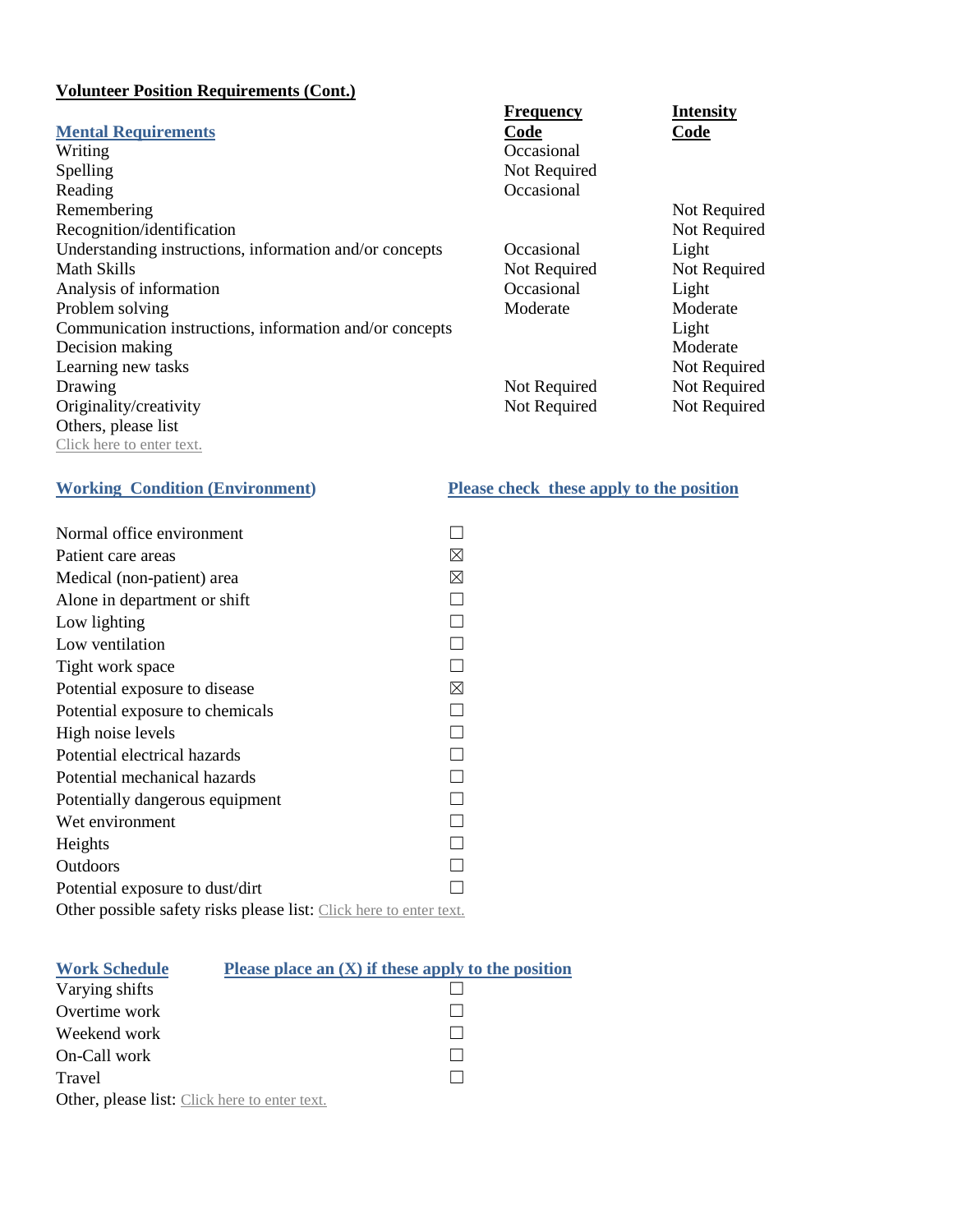**Volunteer Position Requirements (Cont.)**

| Mental Requirements | Frequency Code | Intensity Code |
|---|---|---|
| Writing | Occasional | |
| Spelling | Not Required | |
| Reading | Occasional | |
| Remembering | | Not Required |
| Recognition/identification | | Not Required |
| Understanding instructions, information and/or concepts | Occasional | Light |
| Math Skills | Not Required | Not Required |
| Analysis of information | Occasional | Light |
| Problem solving | Moderate | Moderate |
| Communication instructions, information and/or concepts | | Light |
| Decision making | | Moderate |
| Learning new tasks | | Not Required |
| Drawing | Not Required | Not Required |
| Originality/creativity | Not Required | Not Required |

Others, please list
Click here to enter text.

| Working Condition (Environment) | Please check these apply to the position |
|---|---|
| Normal office environment | ☐ |
| Patient care areas | ☒ |
| Medical (non-patient) area | ☒ |
| Alone in department or shift | ☐ |
| Low lighting | ☐ |
| Low ventilation | ☐ |
| Tight work space | ☐ |
| Potential exposure to disease | ☒ |
| Potential exposure to chemicals | ☐ |
| High noise levels | ☐ |
| Potential electrical hazards | ☐ |
| Potential mechanical hazards | ☐ |
| Potentially dangerous equipment | ☐ |
| Wet environment | ☐ |
| Heights | ☐ |
| Outdoors | ☐ |
| Potential exposure to dust/dirt | ☐ |

Other possible safety risks please list: Click here to enter text.

| Work Schedule | Please place an (X) if these apply to the position |
|---|---|
| Varying shifts | ☐ |
| Overtime work | ☐ |
| Weekend work | ☐ |
| On-Call work | ☐ |
| Travel | ☐ |

Other, please list: Click here to enter text.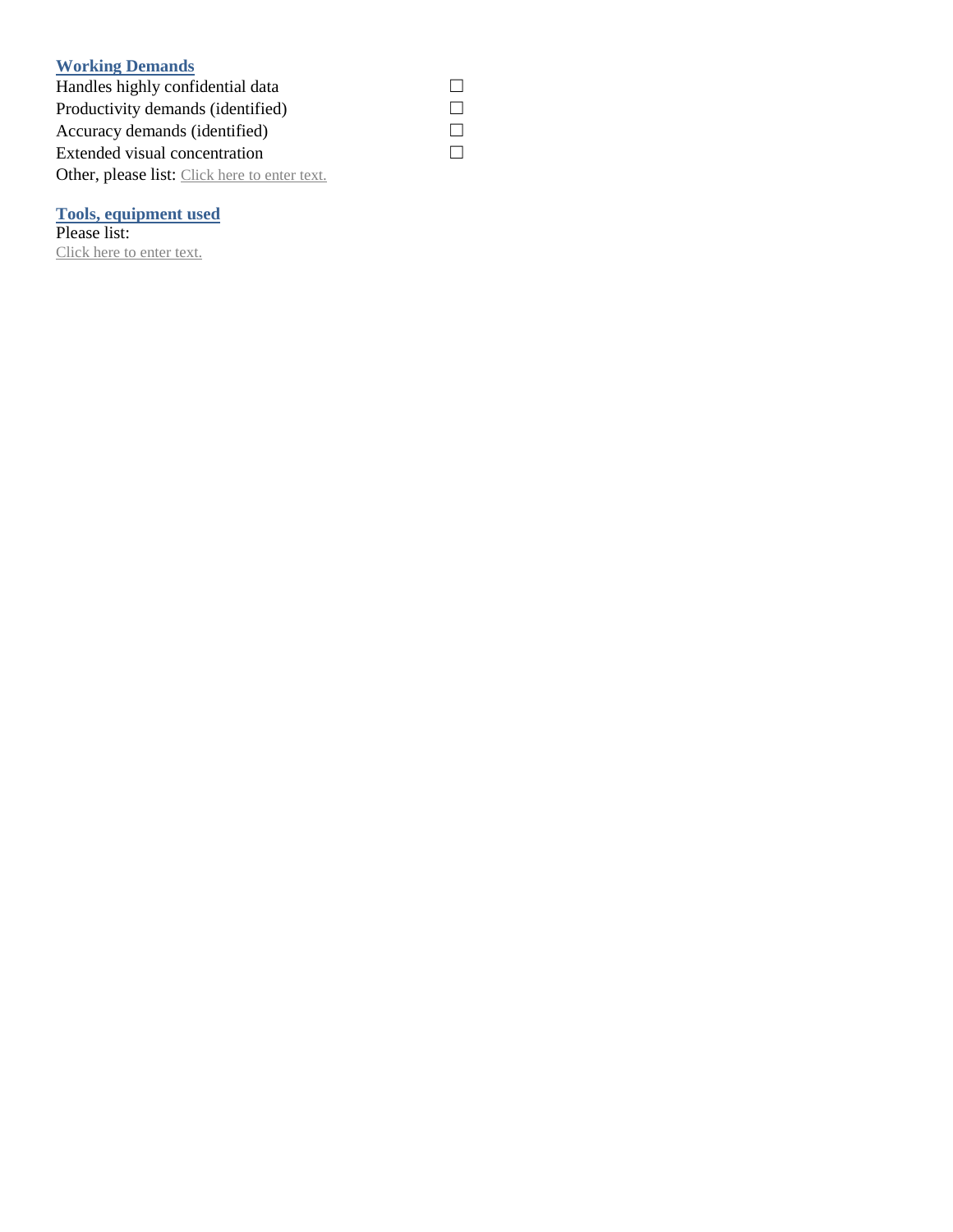**Working Demands**

Handles highly confidential data ☐

Productivity demands (identified) ☐

Accuracy demands (identified) ☐

Extended visual concentration ☐

Other, please list: Click here to enter text.

**Tools, equipment used**

Please list:

Click here to enter text.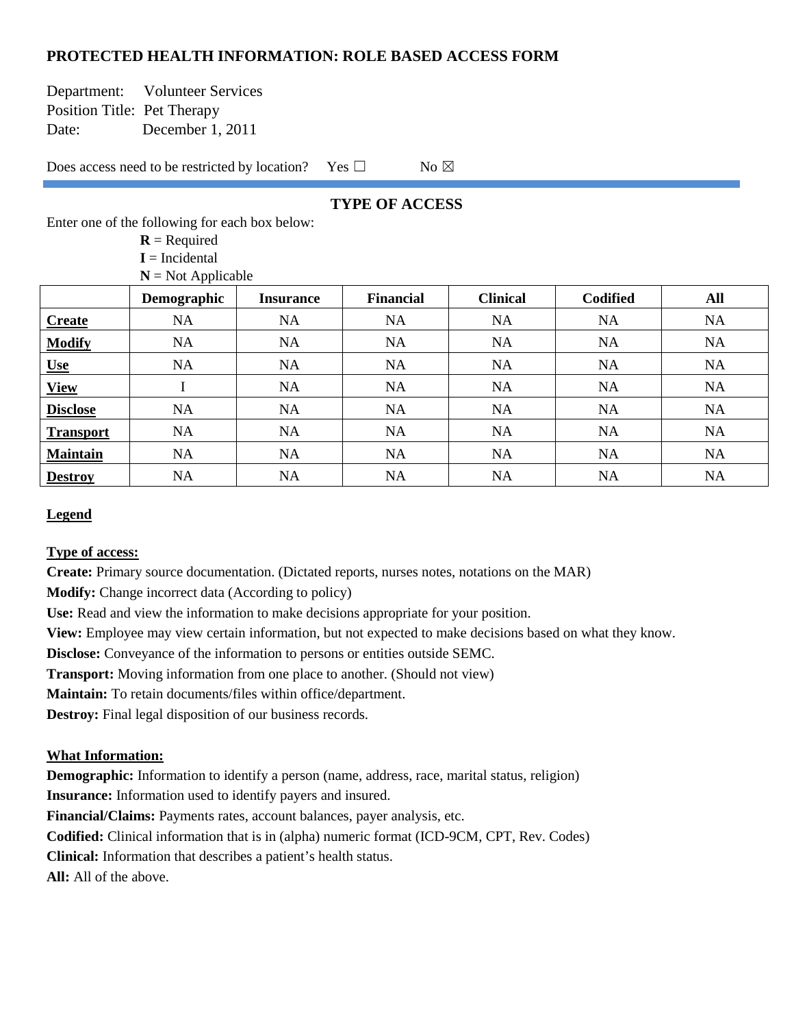# PROTECTED HEALTH INFORMATION: ROLE BASED ACCESS FORM

Department: Volunteer Services
Position Title: Pet Therapy
Date: December 1, 2011

Does access need to be restricted by location? Yes ☐ No ☒

## TYPE OF ACCESS

Enter one of the following for each box below:

**R** = Required
**I** = Incidental
**N** = Not Applicable

| | Demographic | Insurance | Financial | Clinical | Codified | All |
|---|---|---|---|---|---|---|
| **Create** | NA | NA | NA | NA | NA | NA |
| **Modify** | NA | NA | NA | NA | NA | NA |
| **Use** | NA | NA | NA | NA | NA | NA |
| **View** | I | NA | NA | NA | NA | NA |
| **Disclose** | NA | NA | NA | NA | NA | NA |
| **Transport** | NA | NA | NA | NA | NA | NA |
| **Maintain** | NA | NA | NA | NA | NA | NA |
| **Destroy** | NA | NA | NA | NA | NA | NA |

**Legend**

**Type of access:**

**Create:** Primary source documentation. (Dictated reports, nurses notes, notations on the MAR)
**Modify:** Change incorrect data (According to policy)
**Use:** Read and view the information to make decisions appropriate for your position.
**View:** Employee may view certain information, but not expected to make decisions based on what they know.
**Disclose:** Conveyance of the information to persons or entities outside SEMC.
**Transport:** Moving information from one place to another. (Should not view)
**Maintain:** To retain documents/files within office/department.
**Destroy:** Final legal disposition of our business records.

**What Information:**

**Demographic:** Information to identify a person (name, address, race, marital status, religion)
**Insurance:** Information used to identify payers and insured.
**Financial/Claims:** Payments rates, account balances, payer analysis, etc.
**Codified:** Clinical information that is in (alpha) numeric format (ICD-9CM, CPT, Rev. Codes)
**Clinical:** Information that describes a patient's health status.
**All:** All of the above.